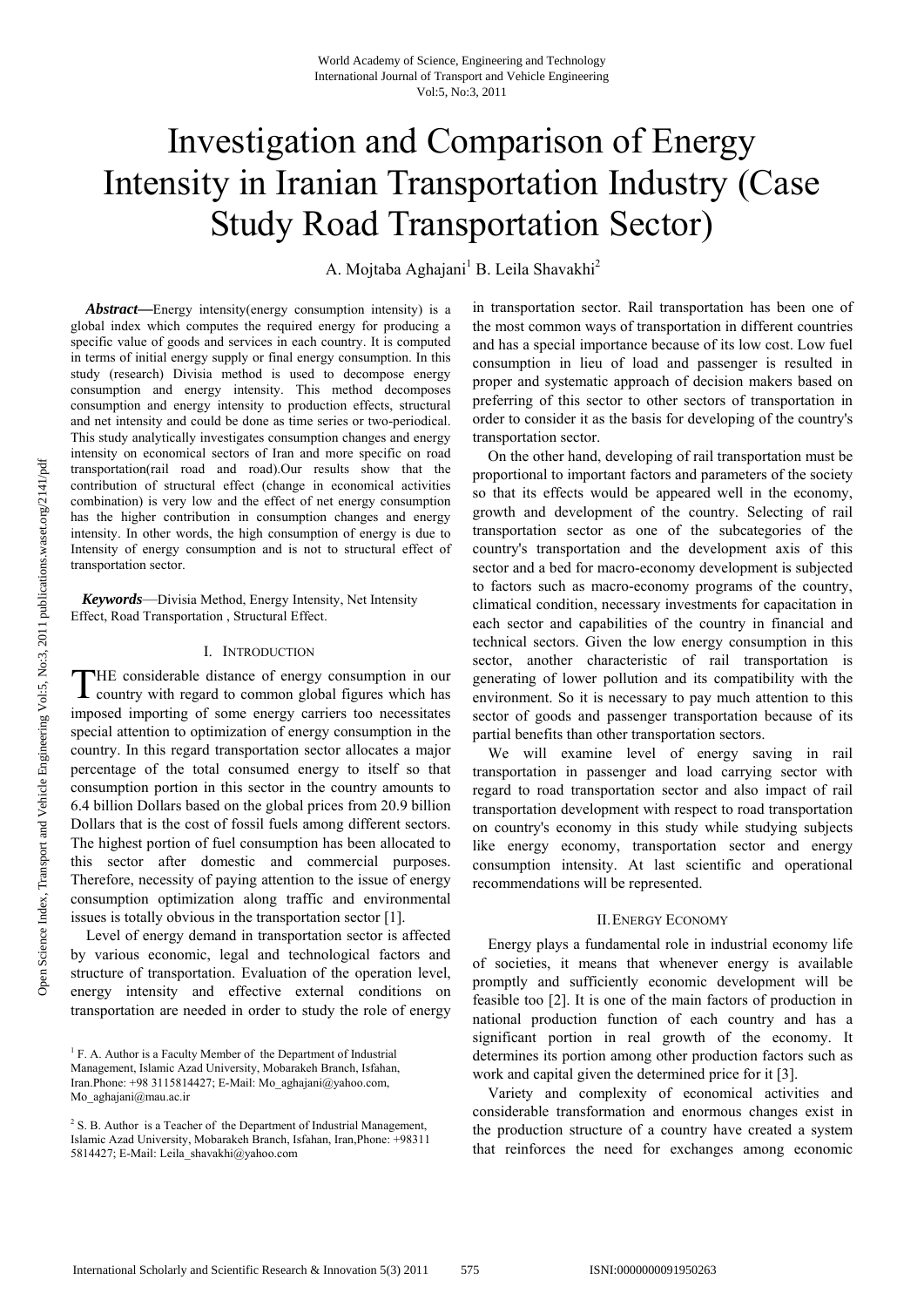# Investigation and Comparison of Energy Intensity in Iranian Transportation Industry (Case Study Road Transportation Sector)

A. Mojtaba Aghajani[1] B. Leila Shavakhi[2]

***Abstract*—**Energy intensity(energy consumption intensity) is a global index which computes the required energy for producing a specific value of goods and services in each country. It is computed in terms of initial energy supply or final energy consumption. In this study (research) Divisia method is used to decompose energy consumption and energy intensity. This method decomposes consumption and energy intensity to production effects, structural and net intensity and could be done as time series or two-periodical. This study analytically investigates consumption changes and energy intensity on economical sectors of Iran and more specific on road transportation(rail road and road).Our results show that the contribution of structural effect (change in economical activities combination) is very low and the effect of net energy consumption has the higher contribution in consumption changes and energy intensity. In other words, the high consumption of energy is due to Intensity of energy consumption and is not to structural effect of transportation sector.

***Keywords*—**Divisia Method, Energy Intensity, Net Intensity Effect, Road Transportation , Structural Effect.

## I. Introduction

THE considerable distance of energy consumption in our country with regard to common global figures which has imposed importing of some energy carriers too necessitates special attention to optimization of energy consumption in the country. In this regard transportation sector allocates a major percentage of the total consumed energy to itself so that consumption portion in this sector in the country amounts to 6.4 billion Dollars based on the global prices from 20.9 billion Dollars that is the cost of fossil fuels among different sectors. The highest portion of fuel consumption has been allocated to this sector after domestic and commercial purposes. Therefore, necessity of paying attention to the issue of energy consumption optimization along traffic and environmental issues is totally obvious in the transportation sector [1].

Level of energy demand in transportation sector is affected by various economic, legal and technological factors and structure of transportation. Evaluation of the operation level, energy intensity and effective external conditions on transportation are needed in order to study the role of energy in transportation sector. Rail transportation has been one of the most common ways of transportation in different countries and has a special importance because of its low cost. Low fuel consumption in lieu of load and passenger is resulted in proper and systematic approach of decision makers based on preferring of this sector to other sectors of transportation in order to consider it as the basis for developing of the country's transportation sector.

On the other hand, developing of rail transportation must be proportional to important factors and parameters of the society so that its effects would be appeared well in the economy, growth and development of the country. Selecting of rail transportation sector as one of the subcategories of the country's transportation and the development axis of this sector and a bed for macro-economy development is subjected to factors such as macro-economy programs of the country, climatical condition, necessary investments for capacitation in each sector and capabilities of the country in financial and technical sectors. Given the low energy consumption in this sector, another characteristic of rail transportation is generating of lower pollution and its compatibility with the environment. So it is necessary to pay much attention to this sector of goods and passenger transportation because of its partial benefits than other transportation sectors.

We will examine level of energy saving in rail transportation in passenger and load carrying sector with regard to road transportation sector and also impact of rail transportation development with respect to road transportation on country's economy in this study while studying subjects like energy economy, transportation sector and energy consumption intensity. At last scientific and operational recommendations will be represented.

## II. Energy Economy

Energy plays a fundamental role in industrial economy life of societies, it means that whenever energy is available promptly and sufficiently economic development will be feasible too [2]. It is one of the main factors of production in national production function of each country and has a significant portion in real growth of the economy. It determines its portion among other production factors such as work and capital given the determined price for it [3].

Variety and complexity of economical activities and considerable transformation and enormous changes exist in the production structure of a country have created a system that reinforces the need for exchanges among economic

---

[1] F. A. Author is a Faculty Member of the Department of Industrial Management, Islamic Azad University, Mobarakeh Branch, Isfahan, Iran.Phone: +98 3115814427; E-Mail: Mo_aghajani@yahoo.com, Mo_aghajani@mau.ac.ir

[2] S. B. Author is a Teacher of the Department of Industrial Management, Islamic Azad University, Mobarakeh Branch, Isfahan, Iran,Phone: +98311 5814427; E-Mail: Leila_shavakhi@yahoo.com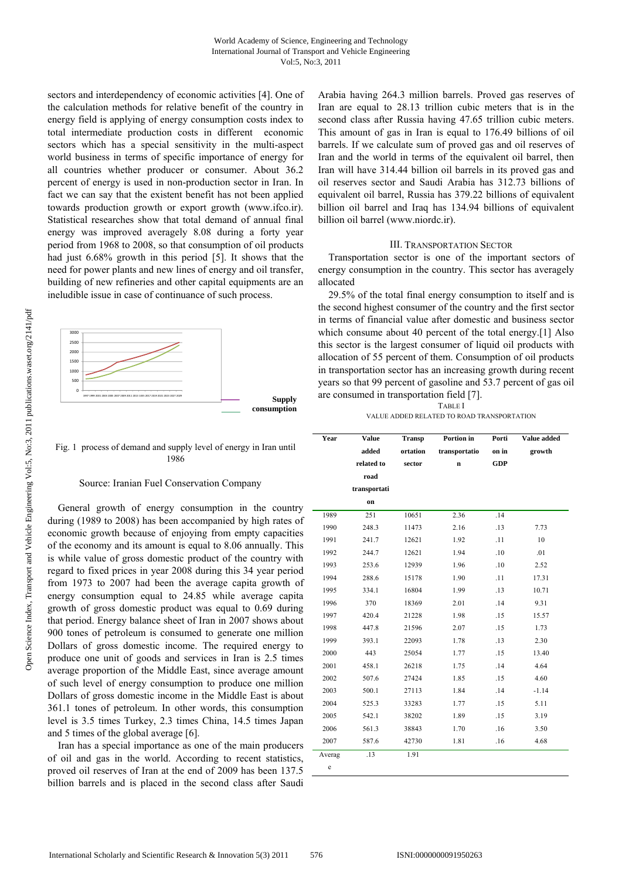sectors and interdependency of economic activities [4]. One of the calculation methods for relative benefit of the country in energy field is applying of energy consumption costs index to total intermediate production costs in different economic sectors which has a special sensitivity in the multi-aspect world business in terms of specific importance of energy for all countries whether producer or consumer. About 36.2 percent of energy is used in non-production sector in Iran. In fact we can say that the existent benefit has not been applied towards production growth or export growth (www.ifco.ir). Statistical researches show that total demand of annual final energy was improved averagely 8.08 during a forty year period from 1968 to 2008, so that consumption of oil products had just 6.68% growth in this period [5]. It shows that the need for power plants and new lines of energy and oil transfer, building of new refineries and other capital equipments are an ineludible issue in case of continuance of such process.

Fig. 1 process of demand and supply level of energy in Iran until 1986

Source: Iranian Fuel Conservation Company

General growth of energy consumption in the country during (1989 to 2008) has been accompanied by high rates of economic growth because of enjoying from empty capacities of the economy and its amount is equal to 8.06 annually. This is while value of gross domestic product of the country with regard to fixed prices in year 2008 during this 34 year period from 1973 to 2007 had been the average capita growth of energy consumption equal to 24.85 while average capita growth of gross domestic product was equal to 0.69 during that period. Energy balance sheet of Iran in 2007 shows about 900 tones of petroleum is consumed to generate one million Dollars of gross domestic income. The required energy to produce one unit of goods and services in Iran is 2.5 times average proportion of the Middle East, since average amount of such level of energy consumption to produce one million Dollars of gross domestic income in the Middle East is about 361.1 tones of petroleum. In other words, this consumption level is 3.5 times Turkey, 2.3 times China, 14.5 times Japan and 5 times of the global average [6].

Iran has a special importance as one of the main producers of oil and gas in the world. According to recent statistics, proved oil reserves of Iran at the end of 2009 has been 137.5 billion barrels and is placed in the second class after Saudi Arabia having 264.3 million barrels. Proved gas reserves of Iran are equal to 28.13 trillion cubic meters that is in the second class after Russia having 47.65 trillion cubic meters. This amount of gas in Iran is equal to 176.49 billions of oil barrels. If we calculate sum of proved gas and oil reserves of Iran and the world in terms of the equivalent oil barrel, then Iran will have 314.44 billion oil barrels in its proved gas and oil reserves sector and Saudi Arabia has 312.73 billions of equivalent oil barrel, Russia has 379.22 billions of equivalent billion oil barrel and Iraq has 134.94 billions of equivalent billion oil barrel (www.niordc.ir).

## III. Transportation Sector

Transportation sector is one of the important sectors of energy consumption in the country. This sector has averagely allocated

29.5% of the total final energy consumption to itself and is the second highest consumer of the country and the first sector in terms of financial value after domestic and business sector which consume about 40 percent of the total energy.[1] Also this sector is the largest consumer of liquid oil products with allocation of 55 percent of them. Consumption of oil products in transportation sector has an increasing growth during recent years so that 99 percent of gasoline and 53.7 percent of gas oil are consumed in transportation field [7].

TABLE I
VALUE ADDED RELATED TO ROAD TRANSPORTATION

| Year | Value added related to road transportation | Transportation sector | Portion in transportation | Portion in GDP | Value added growth |
|---|---|---|---|---|---|
| 1989 | 251 | 10651 | 2.36 | .14 | |
| 1990 | 248.3 | 11473 | 2.16 | .13 | 7.73 |
| 1991 | 241.7 | 12621 | 1.92 | .11 | 10 |
| 1992 | 244.7 | 12621 | 1.94 | .10 | .01 |
| 1993 | 253.6 | 12939 | 1.96 | .10 | 2.52 |
| 1994 | 288.6 | 15178 | 1.90 | .11 | 17.31 |
| 1995 | 334.1 | 16804 | 1.99 | .13 | 10.71 |
| 1996 | 370 | 18369 | 2.01 | .14 | 9.31 |
| 1997 | 420.4 | 21228 | 1.98 | .15 | 15.57 |
| 1998 | 447.8 | 21596 | 2.07 | .15 | 1.73 |
| 1999 | 393.1 | 22093 | 1.78 | .13 | 2.30 |
| 2000 | 443 | 25054 | 1.77 | .15 | 13.40 |
| 2001 | 458.1 | 26218 | 1.75 | .14 | 4.64 |
| 2002 | 507.6 | 27424 | 1.85 | .15 | 4.60 |
| 2003 | 500.1 | 27113 | 1.84 | .14 | -1.14 |
| 2004 | 525.3 | 33283 | 1.77 | .15 | 5.11 |
| 2005 | 542.1 | 38202 | 1.89 | .15 | 3.19 |
| 2006 | 561.3 | 38843 | 1.70 | .16 | 3.50 |
| 2007 | 587.6 | 42730 | 1.81 | .16 | 4.68 |
| Average | .13 | 1.91 | | | |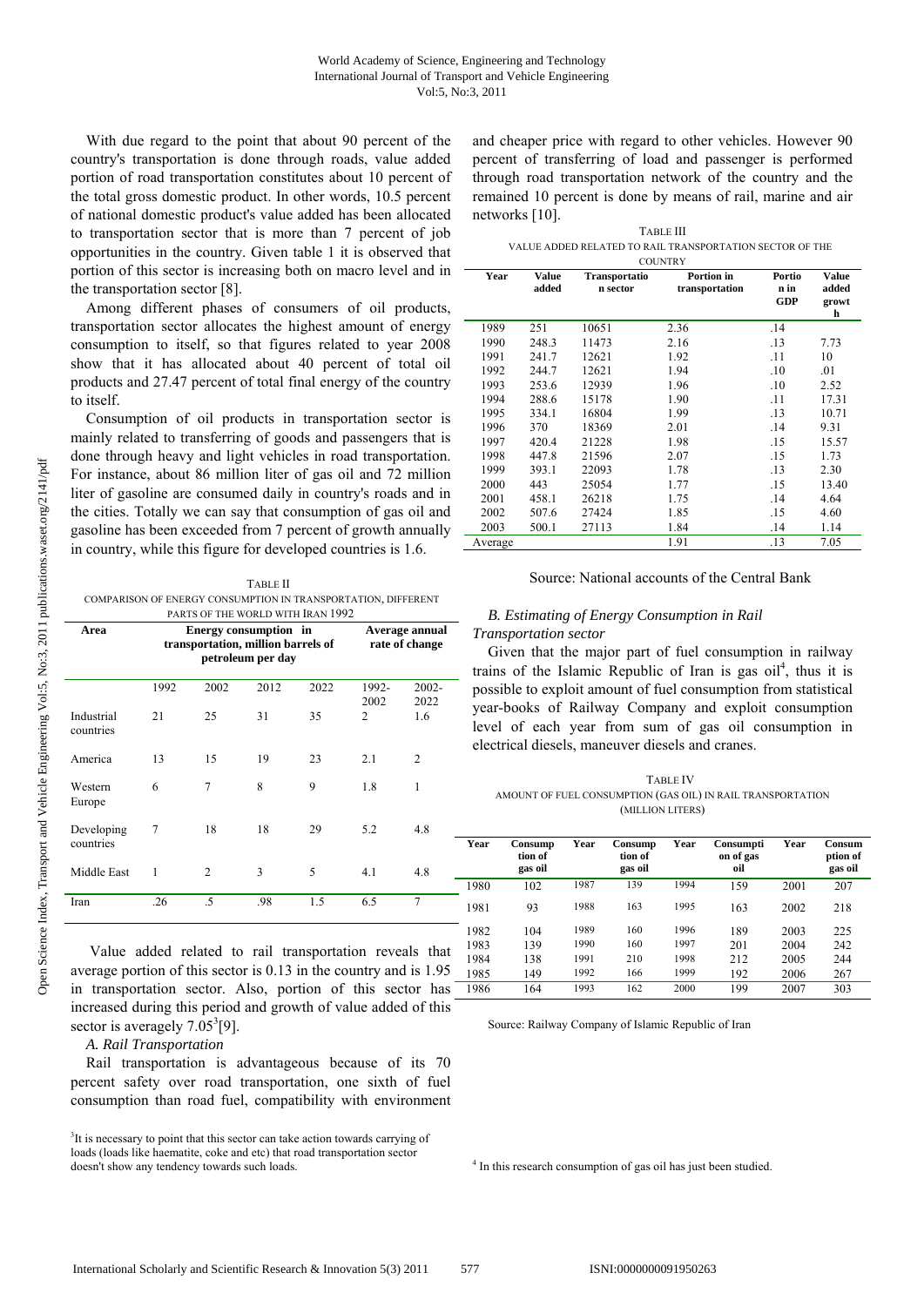With due regard to the point that about 90 percent of the country's transportation is done through roads, value added portion of road transportation constitutes about 10 percent of the total gross domestic product. In other words, 10.5 percent of national domestic product's value added has been allocated to transportation sector that is more than 7 percent of job opportunities in the country. Given table 1 it is observed that portion of this sector is increasing both on macro level and in the transportation sector [8].

Among different phases of consumers of oil products, transportation sector allocates the highest amount of energy consumption to itself, so that figures related to year 2008 show that it has allocated about 40 percent of total oil products and 27.47 percent of total final energy of the country to itself.

Consumption of oil products in transportation sector is mainly related to transferring of goods and passengers that is done through heavy and light vehicles in road transportation. For instance, about 86 million liter of gas oil and 72 million liter of gasoline are consumed daily in country's roads and in the cities. Totally we can say that consumption of gas oil and gasoline has been exceeded from 7 percent of growth annually in country, while this figure for developed countries is 1.6.

TABLE II
COMPARISON OF ENERGY CONSUMPTION IN TRANSPORTATION, DIFFERENT PARTS OF THE WORLD WITH IRAN 1992

| Area | Energy consumption in transportation, million barrels of petroleum per day | | | | Average annual rate of change | |
|---|---|---|---|---|---|---|
| | 1992 | 2002 | 2012 | 2022 | 1992-2002 | 2002-2022 |
| Industrial countries | 21 | 25 | 31 | 35 | 2 | 1.6 |
| America | 13 | 15 | 19 | 23 | 2.1 | 2 |
| Western Europe | 6 | 7 | 8 | 9 | 1.8 | 1 |
| Developing countries | 7 | 18 | 18 | 29 | 5.2 | 4.8 |
| Middle East | 1 | 2 | 3 | 5 | 4.1 | 4.8 |
| Iran | .26 | .5 | .98 | 1.5 | 6.5 | 7 |

Value added related to rail transportation reveals that average portion of this sector is 0.13 in the country and is 1.95 in transportation sector. Also, portion of this sector has increased during this period and growth of value added of this sector is averagely 7.05[3][9].

*A. Rail Transportation*

Rail transportation is advantageous because of its 70 percent safety over road transportation, one sixth of fuel consumption than road fuel, compatibility with environment and cheaper price with regard to other vehicles. However 90 percent of transferring of load and passenger is performed through road transportation network of the country and the remained 10 percent is done by means of rail, marine and air networks [10].

TABLE III
VALUE ADDED RELATED TO RAIL TRANSPORTATION SECTOR OF THE COUNTRY

| Year | Value added | Transportation sector | Portion in transportation | Portion in GDP | Value added growth |
|---|---|---|---|---|---|
| 1989 | 251 | 10651 | 2.36 | .14 | |
| 1990 | 248.3 | 11473 | 2.16 | .13 | 7.73 |
| 1991 | 241.7 | 12621 | 1.92 | .11 | 10 |
| 1992 | 244.7 | 12621 | 1.94 | .10 | .01 |
| 1993 | 253.6 | 12939 | 1.96 | .10 | 2.52 |
| 1994 | 288.6 | 15178 | 1.90 | .11 | 17.31 |
| 1995 | 334.1 | 16804 | 1.99 | .13 | 10.71 |
| 1996 | 370 | 18369 | 2.01 | .14 | 9.31 |
| 1997 | 420.4 | 21228 | 1.98 | .15 | 15.57 |
| 1998 | 447.8 | 21596 | 2.07 | .15 | 1.73 |
| 1999 | 393.1 | 22093 | 1.78 | .13 | 2.30 |
| 2000 | 443 | 25054 | 1.77 | .15 | 13.40 |
| 2001 | 458.1 | 26218 | 1.75 | .14 | 4.64 |
| 2002 | 507.6 | 27424 | 1.85 | .15 | 4.60 |
| 2003 | 500.1 | 27113 | 1.84 | .14 | 1.14 |
| Average | | | 1.91 | .13 | 7.05 |

Source: National accounts of the Central Bank

*B. Estimating of Energy Consumption in Rail Transportation sector*

Given that the major part of fuel consumption in railway trains of the Islamic Republic of Iran is gas oil[4], thus it is possible to exploit amount of fuel consumption from statistical year-books of Railway Company and exploit consumption level of each year from sum of gas oil consumption in electrical diesels, maneuver diesels and cranes.

TABLE IV
AMOUNT OF FUEL CONSUMPTION (GAS OIL) IN RAIL TRANSPORTATION (MILLION LITERS)

| Year | Consumption of gas oil | Year | Consumption of gas oil | Year | Consumption of gas oil | Year | Consumption of gas oil |
|---|---|---|---|---|---|---|---|
| 1980 | 102 | 1987 | 139 | 1994 | 159 | 2001 | 207 |
| 1981 | 93 | 1988 | 163 | 1995 | 163 | 2002 | 218 |
| 1982 | 104 | 1989 | 160 | 1996 | 189 | 2003 | 225 |
| 1983 | 139 | 1990 | 160 | 1997 | 201 | 2004 | 242 |
| 1984 | 138 | 1991 | 210 | 1998 | 212 | 2005 | 244 |
| 1985 | 149 | 1992 | 166 | 1999 | 192 | 2006 | 267 |
| 1986 | 164 | 1993 | 162 | 2000 | 199 | 2007 | 303 |

Source: Railway Company of Islamic Republic of Iran

[3] It is necessary to point that this sector can take action towards carrying of loads (loads like haematite, coke and etc) that road transportation sector doesn't show any tendency towards such loads.

[4] In this research consumption of gas oil has just been studied.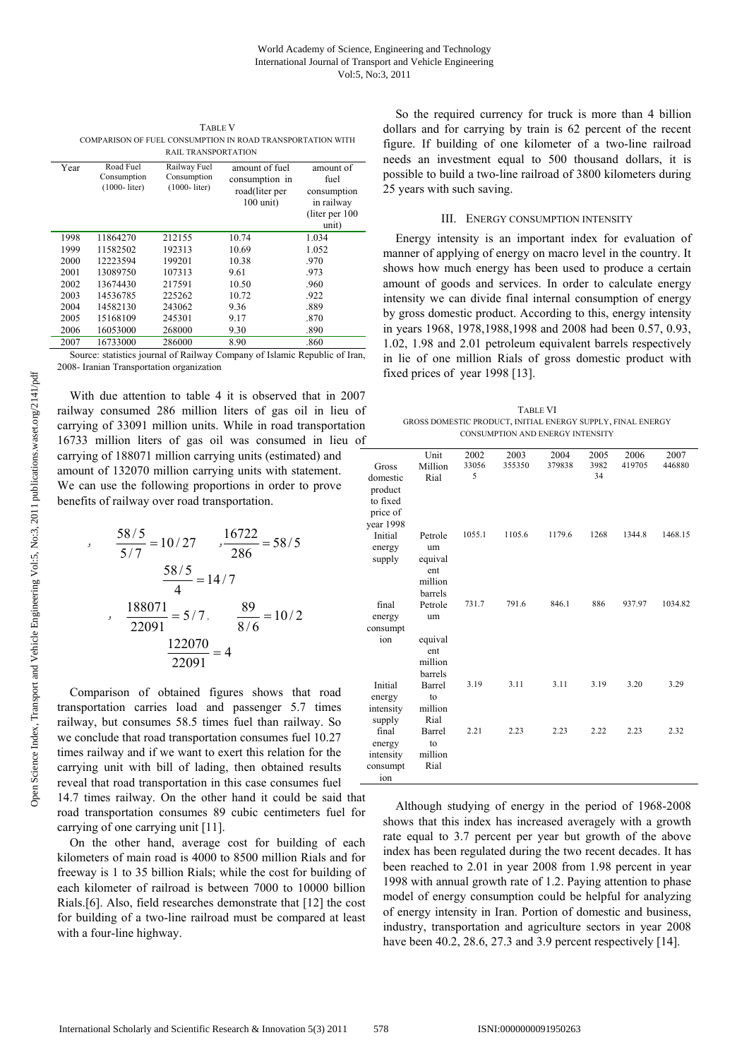TABLE V
COMPARISON OF FUEL CONSUMPTION IN ROAD TRANSPORTATION WITH RAIL TRANSPORTATION

| Year | Road Fuel Consumption (1000- liter) | Railway Fuel Consumption (1000- liter) | amount of fuel consumption in road(liter per 100 unit) | amount of fuel consumption in railway (liter per 100 unit) |
|---|---|---|---|---|
| 1998 | 11864270 | 212155 | 10.74 | 1.034 |
| 1999 | 11582502 | 192313 | 10.69 | 1.052 |
| 2000 | 12223594 | 199201 | 10.38 | .970 |
| 2001 | 13089750 | 107313 | 9.61 | .973 |
| 2002 | 13674430 | 217591 | 10.50 | .960 |
| 2003 | 14536785 | 225262 | 10.72 | .922 |
| 2004 | 14582130 | 243062 | 9.36 | .889 |
| 2005 | 15168109 | 245301 | 9.17 | .870 |
| 2006 | 16053000 | 268000 | 9.30 | .890 |
| 2007 | 16733000 | 286000 | 8.90 | .860 |

Source: statistics journal of Railway Company of Islamic Republic of Iran, 2008- Iranian Transportation organization

With due attention to table 4 it is observed that in 2007 railway consumed 286 million liters of gas oil in lieu of carrying of 33091 million units. While in road transportation 16733 million liters of gas oil was consumed in lieu of carrying of 188071 million carrying units (estimated) and amount of 132070 million carrying units with statement. We can use the following proportions in order to prove benefits of railway over road transportation.

$$\frac{58/5}{5/7} = 10/27 \qquad \frac{16722}{286} = 58/5$$

$$\frac{58/5}{4} = 14/7$$

$$\frac{188071}{22091} = 5/7, \qquad \frac{89}{8/6} = 10/2$$

$$\frac{122070}{22091} = 4$$

Comparison of obtained figures shows that road transportation carries load and passenger 5.7 times railway, but consumes 58.5 times fuel than railway. So we conclude that road transportation consumes fuel 10.27 times railway and if we want to exert this relation for the carrying unit with bill of lading, then obtained results reveal that road transportation in this case consumes fuel 14.7 times railway. On the other hand it could be said that road transportation consumes 89 cubic centimeters fuel for carrying of one carrying unit [11].

On the other hand, average cost for building of each kilometers of main road is 4000 to 8500 million Rials and for freeway is 1 to 35 billion Rials; while the cost for building of each kilometer of railroad is between 7000 to 10000 billion Rials.[6]. Also, field researches demonstrate that [12] the cost for building of a two-line railroad must be compared at least with a four-line highway.

So the required currency for truck is more than 4 billion dollars and for carrying by train is 62 percent of the recent figure. If building of one kilometer of a two-line railroad needs an investment equal to 500 thousand dollars, it is possible to build a two-line railroad of 3800 kilometers during 25 years with such saving.

## III. ENERGY CONSUMPTION INTENSITY

Energy intensity is an important index for evaluation of manner of applying of energy on macro level in the country. It shows how much energy has been used to produce a certain amount of goods and services. In order to calculate energy intensity we can divide final internal consumption of energy by gross domestic product. According to this, energy intensity in years 1968, 1978,1988,1998 and 2008 had been 0.57, 0.93, 1.02, 1.98 and 2.01 petroleum equivalent barrels respectively in lie of one million Rials of gross domestic product with fixed prices of year 1998 [13].

TABLE VI
GROSS DOMESTIC PRODUCT, INITIAL ENERGY SUPPLY, FINAL ENERGY CONSUMPTION AND ENERGY INTENSITY

| | Unit | 2002 | 2003 | 2004 | 2005 | 2006 | 2007 |
|---|---|---|---|---|---|---|---|
| Gross domestic product to fixed price of year 1998 | Million Rial | 330565 | 355350 | 379838 | 398234 | 419705 | 446880 |
| Initial energy supply | Petroleum equivalent million barrels | 1055.1 | 1105.6 | 1179.6 | 1268 | 1344.8 | 1468.15 |
| final energy consumption | Petroleum equivalent million barrels | 731.7 | 791.6 | 846.1 | 886 | 937.97 | 1034.82 |
| Initial energy intensity supply | Barrel to million Rial | 3.19 | 3.11 | 3.11 | 3.19 | 3.20 | 3.29 |
| final energy intensity consumption | Barrel to million Rial | 2.21 | 2.23 | 2.23 | 2.22 | 2.23 | 2.32 |

Although studying of energy in the period of 1968-2008 shows that this index has increased averagely with a growth rate equal to 3.7 percent per year but growth of the above index has been regulated during the two recent decades. It has been reached to 2.01 in year 2008 from 1.98 percent in year 1998 with annual growth rate of 1.2. Paying attention to phase model of energy consumption could be helpful for analyzing of energy intensity in Iran. Portion of domestic and business, industry, transportation and agriculture sectors in year 2008 have been 40.2, 28.6, 27.3 and 3.9 percent respectively [14].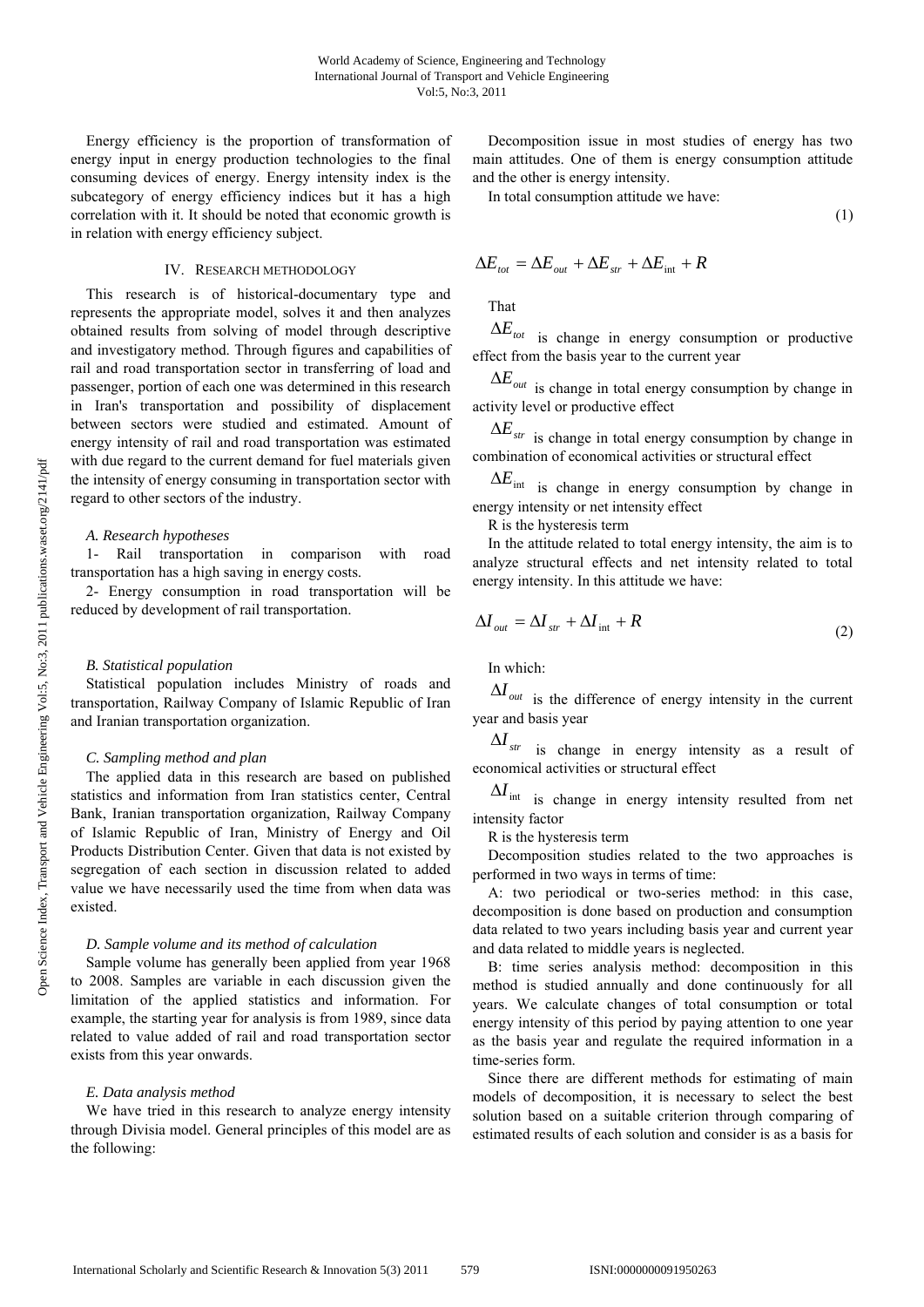Energy efficiency is the proportion of transformation of energy input in energy production technologies to the final consuming devices of energy. Energy intensity index is the subcategory of energy efficiency indices but it has a high correlation with it. It should be noted that economic growth is in relation with energy efficiency subject.

## IV. Research Methodology

This research is of historical-documentary type and represents the appropriate model, solves it and then analyzes obtained results from solving of model through descriptive and investigatory method. Through figures and capabilities of rail and road transportation sector in transferring of load and passenger, portion of each one was determined in this research in Iran's transportation and possibility of displacement between sectors were studied and estimated. Amount of energy intensity of rail and road transportation was estimated with due regard to the current demand for fuel materials given the intensity of energy consuming in transportation sector with regard to other sectors of the industry.

### *A. Research hypotheses*

1- Rail transportation in comparison with road transportation has a high saving in energy costs.

2- Energy consumption in road transportation will be reduced by development of rail transportation.

### *B. Statistical population*

Statistical population includes Ministry of roads and transportation, Railway Company of Islamic Republic of Iran and Iranian transportation organization.

### *C. Sampling method and plan*

The applied data in this research are based on published statistics and information from Iran statistics center, Central Bank, Iranian transportation organization, Railway Company of Islamic Republic of Iran, Ministry of Energy and Oil Products Distribution Center. Given that data is not existed by segregation of each section in discussion related to added value we have necessarily used the time from when data was existed.

### *D. Sample volume and its method of calculation*

Sample volume has generally been applied from year 1968 to 2008. Samples are variable in each discussion given the limitation of the applied statistics and information. For example, the starting year for analysis is from 1989, since data related to value added of rail and road transportation sector exists from this year onwards.

### *E. Data analysis method*

We have tried in this research to analyze energy intensity through Divisia model. General principles of this model are as the following:

Decomposition issue in most studies of energy has two main attitudes. One of them is energy consumption attitude and the other is energy intensity.

In total consumption attitude we have:

$$\Delta E_{tot} = \Delta E_{out} + \Delta E_{str} + \Delta E_{int} + R \tag{1}$$

That

$\Delta E_{tot}$ is change in energy consumption or productive effect from the basis year to the current year

$\Delta E_{out}$ is change in total energy consumption by change in activity level or productive effect

$\Delta E_{str}$ is change in total energy consumption by change in combination of economical activities or structural effect

$\Delta E_{int}$ is change in energy consumption by change in energy intensity or net intensity effect

R is the hysteresis term

In the attitude related to total energy intensity, the aim is to analyze structural effects and net intensity related to total energy intensity. In this attitude we have:

$$\Delta I_{out} = \Delta I_{str} + \Delta I_{int} + R \tag{2}$$

In which:

$\Delta I_{out}$ is the difference of energy intensity in the current year and basis year

$\Delta I_{str}$ is change in energy intensity as a result of economical activities or structural effect

$\Delta I_{int}$ is change in energy intensity resulted from net intensity factor

R is the hysteresis term

Decomposition studies related to the two approaches is performed in two ways in terms of time:

A: two periodical or two-series method: in this case, decomposition is done based on production and consumption data related to two years including basis year and current year and data related to middle years is neglected.

B: time series analysis method: decomposition in this method is studied annually and done continuously for all years. We calculate changes of total consumption or total energy intensity of this period by paying attention to one year as the basis year and regulate the required information in a time-series form.

Since there are different methods for estimating of main models of decomposition, it is necessary to select the best solution based on a suitable criterion through comparing of estimated results of each solution and consider is as a basis for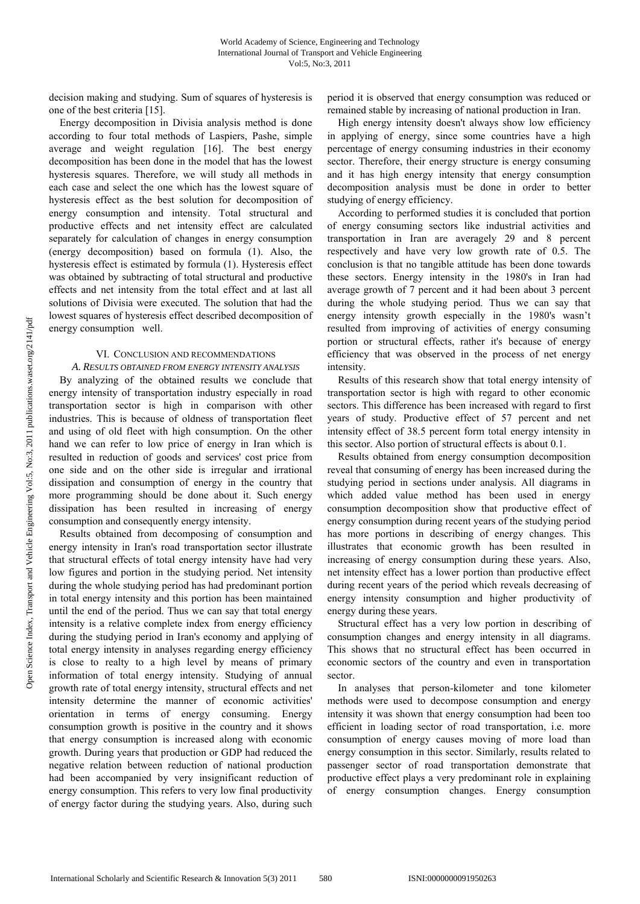decision making and studying. Sum of squares of hysteresis is one of the best criteria [15].

Energy decomposition in Divisia analysis method is done according to four total methods of Laspiers, Pashe, simple average and weight regulation [16]. The best energy decomposition has been done in the model that has the lowest hysteresis squares. Therefore, we will study all methods in each case and select the one which has the lowest square of hysteresis effect as the best solution for decomposition of energy consumption and intensity. Total structural and productive effects and net intensity effect are calculated separately for calculation of changes in energy consumption (energy decomposition) based on formula (1). Also, the hysteresis effect is estimated by formula (1). Hysteresis effect was obtained by subtracting of total structural and productive effects and net intensity from the total effect and at last all solutions of Divisia were executed. The solution that had the lowest squares of hysteresis effect described decomposition of energy consumption well.

## VI. Conclusion and Recommendations

### A. Results Obtained from Energy Intensity Analysis

By analyzing of the obtained results we conclude that energy intensity of transportation industry especially in road transportation sector is high in comparison with other industries. This is because of oldness of transportation fleet and using of old fleet with high consumption. On the other hand we can refer to low price of energy in Iran which is resulted in reduction of goods and services' cost price from one side and on the other side is irregular and irrational dissipation and consumption of energy in the country that more programming should be done about it. Such energy dissipation has been resulted in increasing of energy consumption and consequently energy intensity.

Results obtained from decomposing of consumption and energy intensity in Iran's road transportation sector illustrate that structural effects of total energy intensity have had very low figures and portion in the studying period. Net intensity during the whole studying period has had predominant portion in total energy intensity and this portion has been maintained until the end of the period. Thus we can say that total energy intensity is a relative complete index from energy efficiency during the studying period in Iran's economy and applying of total energy intensity in analyses regarding energy efficiency is close to realty to a high level by means of primary information of total energy intensity. Studying of annual growth rate of total energy intensity, structural effects and net intensity determine the manner of economic activities' orientation in terms of energy consuming. Energy consumption growth is positive in the country and it shows that energy consumption is increased along with economic growth. During years that production or GDP had reduced the negative relation between reduction of national production had been accompanied by very insignificant reduction of energy consumption. This refers to very low final productivity of energy factor during the studying years. Also, during such period it is observed that energy consumption was reduced or remained stable by increasing of national production in Iran.

High energy intensity doesn't always show low efficiency in applying of energy, since some countries have a high percentage of energy consuming industries in their economy sector. Therefore, their energy structure is energy consuming and it has high energy intensity that energy consumption decomposition analysis must be done in order to better studying of energy efficiency.

According to performed studies it is concluded that portion of energy consuming sectors like industrial activities and transportation in Iran are averagely 29 and 8 percent respectively and have very low growth rate of 0.5. The conclusion is that no tangible attitude has been done towards these sectors. Energy intensity in the 1980's in Iran had average growth of 7 percent and it had been about 3 percent during the whole studying period. Thus we can say that energy intensity growth especially in the 1980's wasn't resulted from improving of activities of energy consuming portion or structural effects, rather it's because of energy efficiency that was observed in the process of net energy intensity.

Results of this research show that total energy intensity of transportation sector is high with regard to other economic sectors. This difference has been increased with regard to first years of study. Productive effect of 57 percent and net intensity effect of 38.5 percent form total energy intensity in this sector. Also portion of structural effects is about 0.1.

Results obtained from energy consumption decomposition reveal that consuming of energy has been increased during the studying period in sections under analysis. All diagrams in which added value method has been used in energy consumption decomposition show that productive effect of energy consumption during recent years of the studying period has more portions in describing of energy changes. This illustrates that economic growth has been resulted in increasing of energy consumption during these years. Also, net intensity effect has a lower portion than productive effect during recent years of the period which reveals decreasing of energy intensity consumption and higher productivity of energy during these years.

Structural effect has a very low portion in describing of consumption changes and energy intensity in all diagrams. This shows that no structural effect has been occurred in economic sectors of the country and even in transportation sector.

In analyses that person-kilometer and tone kilometer methods were used to decompose consumption and energy intensity it was shown that energy consumption had been too efficient in loading sector of road transportation, i.e. more consumption of energy causes moving of more load than energy consumption in this sector. Similarly, results related to passenger sector of road transportation demonstrate that productive effect plays a very predominant role in explaining of energy consumption changes. Energy consumption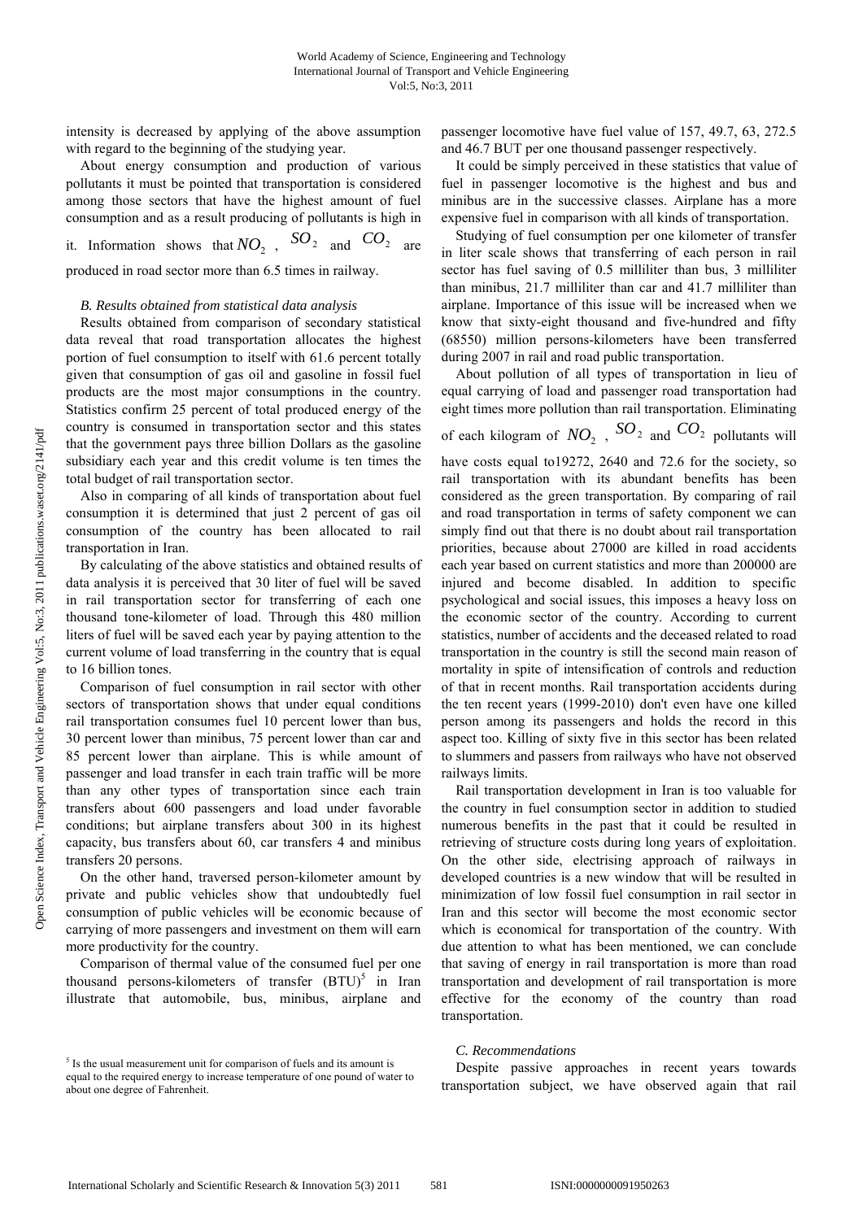intensity is decreased by applying of the above assumption with regard to the beginning of the studying year.

About energy consumption and production of various pollutants it must be pointed that transportation is considered among those sectors that have the highest amount of fuel consumption and as a result producing of pollutants is high in it. Information shows that $NO_2$ , $SO_2$ and $CO_2$ are produced in road sector more than 6.5 times in railway.

### *B. Results obtained from statistical data analysis*

Results obtained from comparison of secondary statistical data reveal that road transportation allocates the highest portion of fuel consumption to itself with 61.6 percent totally given that consumption of gas oil and gasoline in fossil fuel products are the most major consumptions in the country. Statistics confirm 25 percent of total produced energy of the country is consumed in transportation sector and this states that the government pays three billion Dollars as the gasoline subsidiary each year and this credit volume is ten times the total budget of rail transportation sector.

Also in comparing of all kinds of transportation about fuel consumption it is determined that just 2 percent of gas oil consumption of the country has been allocated to rail transportation in Iran.

By calculating of the above statistics and obtained results of data analysis it is perceived that 30 liter of fuel will be saved in rail transportation sector for transferring of each one thousand tone-kilometer of load. Through this 480 million liters of fuel will be saved each year by paying attention to the current volume of load transferring in the country that is equal to 16 billion tones.

Comparison of fuel consumption in rail sector with other sectors of transportation shows that under equal conditions rail transportation consumes fuel 10 percent lower than bus, 30 percent lower than minibus, 75 percent lower than car and 85 percent lower than airplane. This is while amount of passenger and load transfer in each train traffic will be more than any other types of transportation since each train transfers about 600 passengers and load under favorable conditions; but airplane transfers about 300 in its highest capacity, bus transfers about 60, car transfers 4 and minibus transfers 20 persons.

On the other hand, traversed person-kilometer amount by private and public vehicles show that undoubtedly fuel consumption of public vehicles will be economic because of carrying of more passengers and investment on them will earn more productivity for the country.

Comparison of thermal value of the consumed fuel per one thousand persons-kilometers of transfer (BTU)[5] in Iran illustrate that automobile, bus, minibus, airplane and passenger locomotive have fuel value of 157, 49.7, 63, 272.5 and 46.7 BUT per one thousand passenger respectively.

It could be simply perceived in these statistics that value of fuel in passenger locomotive is the highest and bus and minibus are in the successive classes. Airplane has a more expensive fuel in comparison with all kinds of transportation.

Studying of fuel consumption per one kilometer of transfer in liter scale shows that transferring of each person in rail sector has fuel saving of 0.5 milliliter than bus, 3 milliliter than minibus, 21.7 milliliter than car and 41.7 milliliter than airplane. Importance of this issue will be increased when we know that sixty-eight thousand and five-hundred and fifty (68550) million persons-kilometers have been transferred during 2007 in rail and road public transportation.

About pollution of all types of transportation in lieu of equal carrying of load and passenger road transportation had eight times more pollution than rail transportation. Eliminating of each kilogram of $NO_2$ , $SO_2$ and $CO_2$ pollutants will have costs equal to19272, 2640 and 72.6 for the society, so rail transportation with its abundant benefits has been considered as the green transportation. By comparing of rail and road transportation in terms of safety component we can simply find out that there is no doubt about rail transportation priorities, because about 27000 are killed in road accidents each year based on current statistics and more than 200000 are injured and become disabled. In addition to specific psychological and social issues, this imposes a heavy loss on the economic sector of the country. According to current statistics, number of accidents and the deceased related to road transportation in the country is still the second main reason of mortality in spite of intensification of controls and reduction of that in recent months. Rail transportation accidents during the ten recent years (1999-2010) don't even have one killed person among its passengers and holds the record in this aspect too. Killing of sixty five in this sector has been related to slummers and passers from railways who have not observed railways limits.

Rail transportation development in Iran is too valuable for the country in fuel consumption sector in addition to studied numerous benefits in the past that it could be resulted in retrieving of structure costs during long years of exploitation. On the other side, electrising approach of railways in developed countries is a new window that will be resulted in minimization of low fossil fuel consumption in rail sector in Iran and this sector will become the most economic sector which is economical for transportation of the country. With due attention to what has been mentioned, we can conclude that saving of energy in rail transportation is more than road transportation and development of rail transportation is more effective for the economy of the country than road transportation.

### *C. Recommendations*

Despite passive approaches in recent years towards transportation subject, we have observed again that rail

[5] Is the usual measurement unit for comparison of fuels and its amount is equal to the required energy to increase temperature of one pound of water to about one degree of Fahrenheit.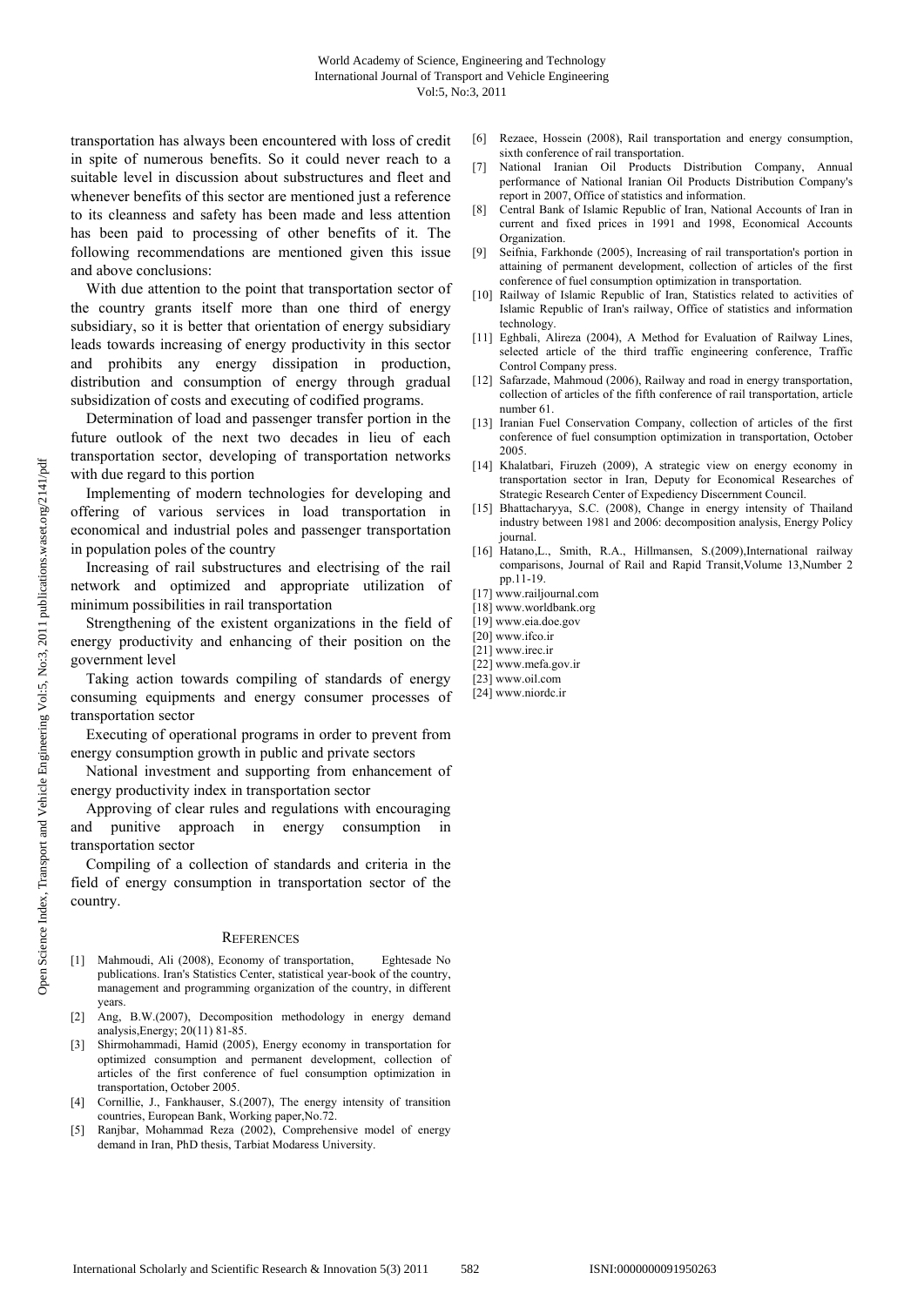transportation has always been encountered with loss of credit in spite of numerous benefits. So it could never reach to a suitable level in discussion about substructures and fleet and whenever benefits of this sector are mentioned just a reference to its cleanness and safety has been made and less attention has been paid to processing of other benefits of it. The following recommendations are mentioned given this issue and above conclusions:

With due attention to the point that transportation sector of the country grants itself more than one third of energy subsidiary, so it is better that orientation of energy subsidiary leads towards increasing of energy productivity in this sector and prohibits any energy dissipation in production, distribution and consumption of energy through gradual subsidization of costs and executing of codified programs.

Determination of load and passenger transfer portion in the future outlook of the next two decades in lieu of each transportation sector, developing of transportation networks with due regard to this portion

Implementing of modern technologies for developing and offering of various services in load transportation in economical and industrial poles and passenger transportation in population poles of the country

Increasing of rail substructures and electrising of the rail network and optimized and appropriate utilization of minimum possibilities in rail transportation

Strengthening of the existent organizations in the field of energy productivity and enhancing of their position on the government level

Taking action towards compiling of standards of energy consuming equipments and energy consumer processes of transportation sector

Executing of operational programs in order to prevent from energy consumption growth in public and private sectors

National investment and supporting from enhancement of energy productivity index in transportation sector

Approving of clear rules and regulations with encouraging and punitive approach in energy consumption in transportation sector

Compiling of a collection of standards and criteria in the field of energy consumption in transportation sector of the country.

## REFERENCES

[1] Mahmoudi, Ali (2008), Economy of transportation, Eghtesade No publications. Iran's Statistics Center, statistical year-book of the country, management and programming organization of the country, in different years.

[2] Ang, B.W.(2007), Decomposition methodology in energy demand analysis,Energy; 20(11) 81-85.

[3] Shirmohammadi, Hamid (2005), Energy economy in transportation for optimized consumption and permanent development, collection of articles of the first conference of fuel consumption optimization in transportation, October 2005.

[4] Cornillie, J., Fankhauser, S.(2007), The energy intensity of transition countries, European Bank, Working paper,No.72.

[5] Ranjbar, Mohammad Reza (2002), Comprehensive model of energy demand in Iran, PhD thesis, Tarbiat Modaress University.

[6] Rezaee, Hossein (2008), Rail transportation and energy consumption, sixth conference of rail transportation.

[7] National Iranian Oil Products Distribution Company, Annual performance of National Iranian Oil Products Distribution Company's report in 2007, Office of statistics and information.

[8] Central Bank of Islamic Republic of Iran, National Accounts of Iran in current and fixed prices in 1991 and 1998, Economical Accounts Organization.

[9] Seifnia, Farkhonde (2005), Increasing of rail transportation's portion in attaining of permanent development, collection of articles of the first conference of fuel consumption optimization in transportation.

[10] Railway of Islamic Republic of Iran, Statistics related to activities of Islamic Republic of Iran's railway, Office of statistics and information technology.

[11] Eghbali, Alireza (2004), A Method for Evaluation of Railway Lines, selected article of the third traffic engineering conference, Traffic Control Company press.

[12] Safarzade, Mahmoud (2006), Railway and road in energy transportation, collection of articles of the fifth conference of rail transportation, article number 61.

[13] Iranian Fuel Conservation Company, collection of articles of the first conference of fuel consumption optimization in transportation, October 2005.

[14] Khalatbari, Firuzeh (2009), A strategic view on energy economy in transportation sector in Iran, Deputy for Economical Researches of Strategic Research Center of Expediency Discernment Council.

[15] Bhattacharyya, S.C. (2008), Change in energy intensity of Thailand industry between 1981 and 2006: decomposition analysis, Energy Policy journal.

[16] Hatano,L., Smith, R.A., Hillmansen, S.(2009),International railway comparisons, Journal of Rail and Rapid Transit,Volume 13,Number 2 pp.11-19.

[17] www.railjournal.com

[18] www.worldbank.org

[19] www.eia.doe.gov

[20] www.ifco.ir

[21] www.irec.ir

[22] www.mefa.gov.ir

[23] www.oil.com

[24] www.niordc.ir